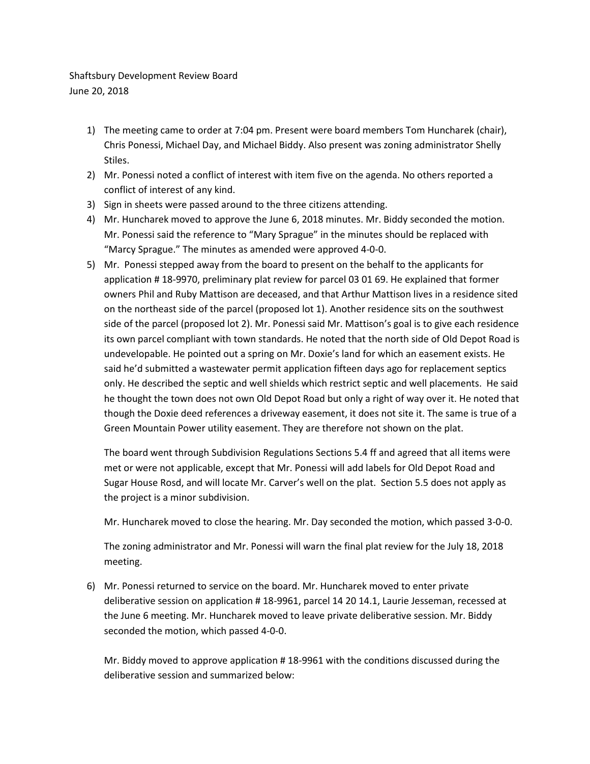Shaftsbury Development Review Board
June 20, 2018

1) The meeting came to order at 7:04 pm. Present were board members Tom Huncharek (chair), Chris Ponessi, Michael Day, and Michael Biddy. Also present was zoning administrator Shelly Stiles.
2) Mr. Ponessi noted a conflict of interest with item five on the agenda. No others reported a conflict of interest of any kind.
3) Sign in sheets were passed around to the three citizens attending.
4) Mr. Huncharek moved to approve the June 6, 2018 minutes. Mr. Biddy seconded the motion. Mr. Ponessi said the reference to "Mary Sprague" in the minutes should be replaced with "Marcy Sprague." The minutes as amended were approved 4-0-0.
5) Mr. Ponessi stepped away from the board to present on the behalf to the applicants for application # 18-9970, preliminary plat review for parcel 03 01 69. He explained that former owners Phil and Ruby Mattison are deceased, and that Arthur Mattison lives in a residence sited on the northeast side of the parcel (proposed lot 1). Another residence sits on the southwest side of the parcel (proposed lot 2). Mr. Ponessi said Mr. Mattison's goal is to give each residence its own parcel compliant with town standards. He noted that the north side of Old Depot Road is undevelopable. He pointed out a spring on Mr. Doxie's land for which an easement exists. He said he'd submitted a wastewater permit application fifteen days ago for replacement septics only. He described the septic and well shields which restrict septic and well placements. He said he thought the town does not own Old Depot Road but only a right of way over it. He noted that though the Doxie deed references a driveway easement, it does not site it. The same is true of a Green Mountain Power utility easement. They are therefore not shown on the plat.

   The board went through Subdivision Regulations Sections 5.4 ff and agreed that all items were met or were not applicable, except that Mr. Ponessi will add labels for Old Depot Road and Sugar House Rosd, and will locate Mr. Carver's well on the plat. Section 5.5 does not apply as the project is a minor subdivision.

   Mr. Huncharek moved to close the hearing. Mr. Day seconded the motion, which passed 3-0-0.

   The zoning administrator and Mr. Ponessi will warn the final plat review for the July 18, 2018 meeting.

6) Mr. Ponessi returned to service on the board. Mr. Huncharek moved to enter private deliberative session on application # 18-9961, parcel 14 20 14.1, Laurie Jesseman, recessed at the June 6 meeting. Mr. Huncharek moved to leave private deliberative session. Mr. Biddy seconded the motion, which passed 4-0-0.

   Mr. Biddy moved to approve application # 18-9961 with the conditions discussed during the deliberative session and summarized below: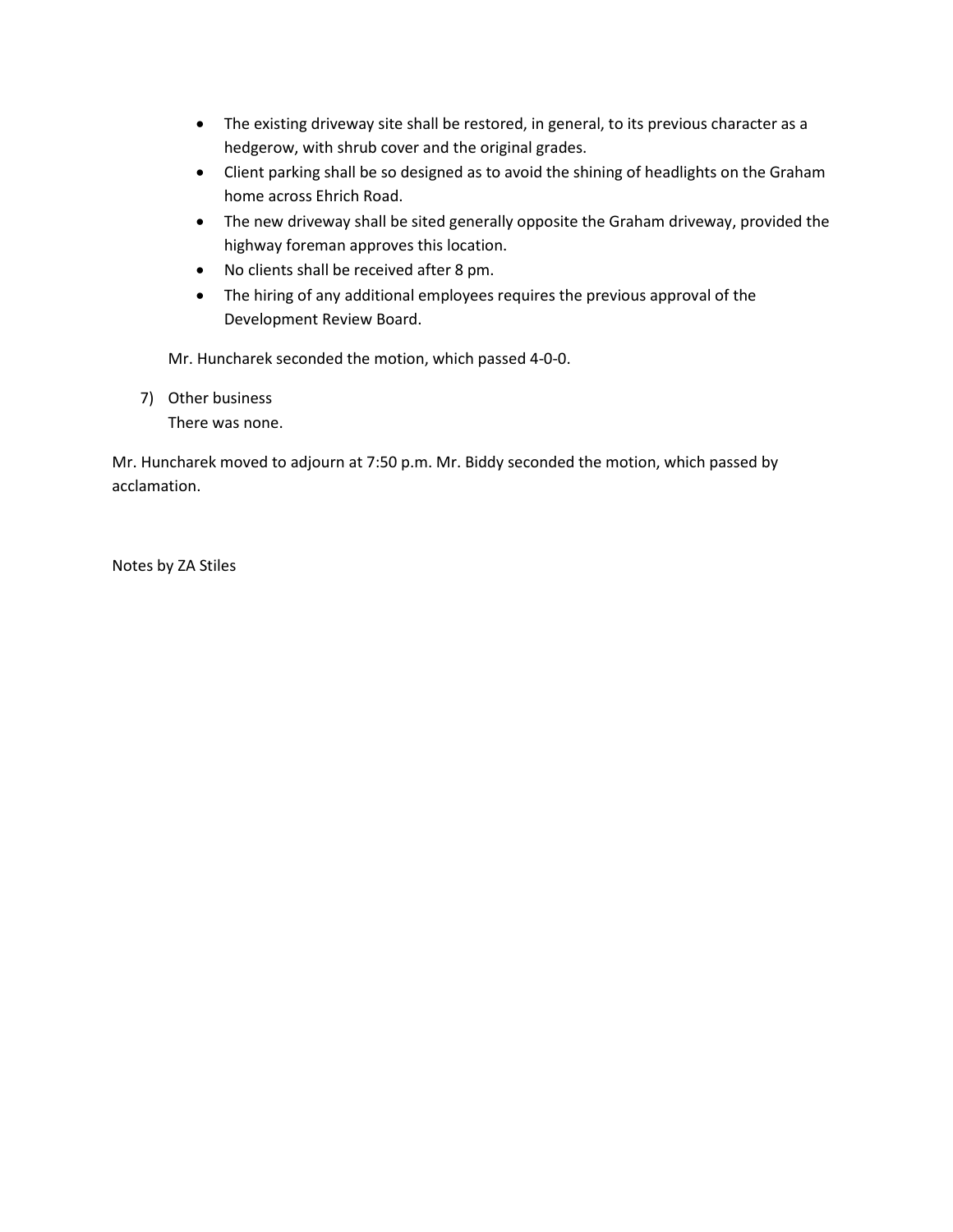- The existing driveway site shall be restored, in general, to its previous character as a hedgerow, with shrub cover and the original grades.
- Client parking shall be so designed as to avoid the shining of headlights on the Graham home across Ehrich Road.
- The new driveway shall be sited generally opposite the Graham driveway, provided the highway foreman approves this location.
- No clients shall be received after 8 pm.
- The hiring of any additional employees requires the previous approval of the Development Review Board.

Mr. Huncharek seconded the motion, which passed 4-0-0.

7) Other business
   There was none.

Mr. Huncharek moved to adjourn at 7:50 p.m. Mr. Biddy seconded the motion, which passed by acclamation.

Notes by ZA Stiles